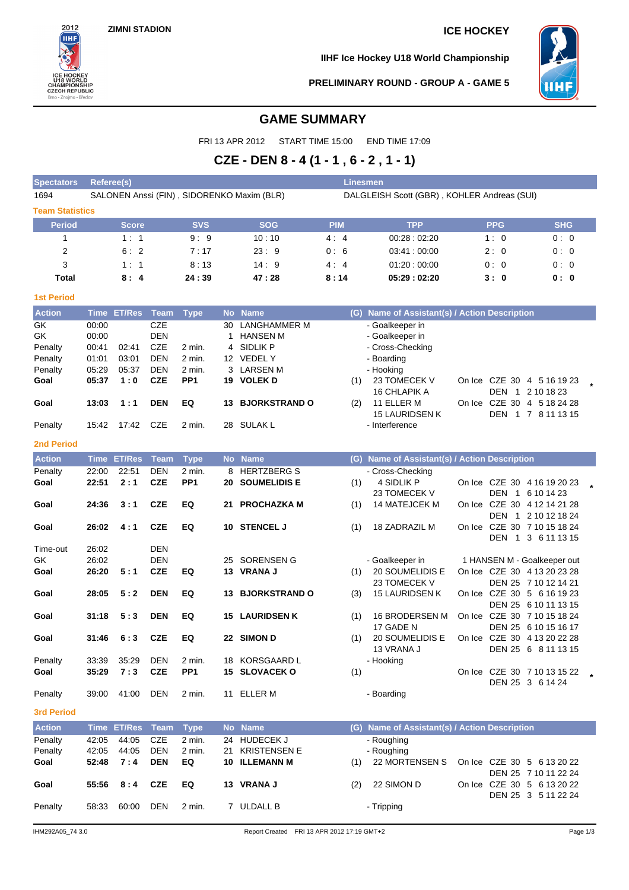ZIMNI STADION

ICE HOCKEY

IIHF Ice Hockey U18 World Championship

PRELIMINARY ROUND - GROUP A - GAME 5

# GAME SUMMARY

FRI 13 APR 2012 START TIME 15:00 END TIME 17:09

## CZE - DEN 8 - 4 (1 - 1 , 6 - 2 , 1 - 1)

| Spectators | Referee(s) | Linesmen |
|---|---|---|
| 1694 | SALONEN Anssi (FIN) , SIDORENKO Maxim (BLR) | DALGLEISH Scott (GBR) , KOHLER Andreas (SUI) |

### Team Statistics

| Period | Score | SVS | SOG | PIM | TPP | PPG | SHG |
|---|---|---|---|---|---|---|---|
| 1 | 1 : 1 | 9 : 9 | 10 : 10 | 4 : 4 | 00:28 : 02:20 | 1 : 0 | 0 : 0 |
| 2 | 6 : 2 | 7 : 17 | 23 : 9 | 0 : 6 | 03:41 : 00:00 | 2 : 0 | 0 : 0 |
| 3 | 1 : 1 | 8 : 13 | 14 : 9 | 4 : 4 | 01:20 : 00:00 | 0 : 0 | 0 : 0 |
| **Total** | **8 : 4** | **24 : 39** | **47 : 28** | **8 : 14** | **05:29 : 02:20** | **3 : 0** | **0 : 0** |

### 1st Period

| Action | Time | ET/Res | Team | Type | No | Name | (G) | Name of Assistant(s) / Action Description | On Ice |
|---|---|---|---|---|---|---|---|---|---|
| GK | 00:00 | | CZE | | 30 | LANGHAMMER M | | - Goalkeeper in | |
| GK | 00:00 | | DEN | | 1 | HANSEN M | | - Goalkeeper in | |
| Penalty | 00:41 | 02:41 | CZE | 2 min. | 4 | SIDLIK P | | - Cross-Checking | |
| Penalty | 01:01 | 03:01 | DEN | 2 min. | 12 | VEDEL Y | | - Boarding | |
| Penalty | 05:29 | 05:37 | DEN | 2 min. | 3 | LARSEN M | | - Hooking | |
| **Goal** | **05:37** | **1 : 0** | **CZE** | **PP1** | **19** | **VOLEK D** | (1) | 23 TOMECEK V<br>16 CHLAPIK A | On Ice CZE 30 4 5 16 19 23<br>DEN 1 2 10 18 23 * |
| **Goal** | **13:03** | **1 : 1** | **DEN** | **EQ** | **13** | **BJORKSTRAND O** | (2) | 11 ELLER M<br>15 LAURIDSEN K | On Ice CZE 30 4 5 18 24 28<br>DEN 1 7 8 11 13 15 |
| Penalty | 15:42 | 17:42 | CZE | 2 min. | 28 | SULAK L | | - Interference | |

### 2nd Period

| Action | Time | ET/Res | Team | Type | No | Name | (G) | Name of Assistant(s) / Action Description | On Ice |
|---|---|---|---|---|---|---|---|---|---|
| Penalty | 22:00 | 22:51 | DEN | 2 min. | 8 | HERTZBERG S | | - Cross-Checking | |
| **Goal** | **22:51** | **2 : 1** | **CZE** | **PP1** | **20** | **SOUMELIDIS E** | (1) | 4 SIDLIK P<br>23 TOMECEK V | On Ice CZE 30 4 16 19 20 23<br>DEN 1 6 10 14 23 * |
| **Goal** | **24:36** | **3 : 1** | **CZE** | **EQ** | **21** | **PROCHAZKA M** | (1) | 14 MATEJCEK M | On Ice CZE 30 4 12 14 21 28<br>DEN 1 2 10 12 18 24 |
| **Goal** | **26:02** | **4 : 1** | **CZE** | **EQ** | **10** | **STENCEL J** | (1) | 18 ZADRAZIL M | On Ice CZE 30 7 10 15 18 24<br>DEN 1 3 6 11 13 15 |
| Time-out | 26:02 | | DEN | | | | | | |
| GK | 26:02 | | DEN | | 25 | SORENSEN G | | - Goalkeeper in | 1 HANSEN M - Goalkeeper out |
| **Goal** | **26:20** | **5 : 1** | **CZE** | **EQ** | **13** | **VRANA J** | (1) | 20 SOUMELIDIS E<br>23 TOMECEK V | On Ice CZE 30 4 13 20 23 28<br>DEN 25 7 10 12 14 21 |
| **Goal** | **28:05** | **5 : 2** | **DEN** | **EQ** | **13** | **BJORKSTRAND O** | (3) | 15 LAURIDSEN K | On Ice CZE 30 5 6 16 19 23<br>DEN 25 6 10 11 13 15 |
| **Goal** | **31:18** | **5 : 3** | **DEN** | **EQ** | **15** | **LAURIDSEN K** | (1) | 16 BRODERSEN M<br>17 GADE N | On Ice CZE 30 7 10 15 18 24<br>DEN 25 6 10 15 16 17 |
| **Goal** | **31:46** | **6 : 3** | **CZE** | **EQ** | **22** | **SIMON D** | (1) | 20 SOUMELIDIS E<br>13 VRANA J | On Ice CZE 30 4 13 20 22 28<br>DEN 25 6 8 11 13 15 |
| Penalty | 33:39 | 35:29 | DEN | 2 min. | 18 | KORSGAARD L | | - Hooking | |
| **Goal** | **35:29** | **7 : 3** | **CZE** | **PP1** | **15** | **SLOVACEK O** | (1) | | On Ice CZE 30 7 10 13 15 22<br>DEN 25 3 6 14 24 * |
| Penalty | 39:00 | 41:00 | DEN | 2 min. | 11 | ELLER M | | - Boarding | |

### 3rd Period

| Action | Time | ET/Res | Team | Type | No | Name | (G) | Name of Assistant(s) / Action Description | On Ice |
|---|---|---|---|---|---|---|---|---|---|
| Penalty | 42:05 | 44:05 | CZE | 2 min. | 24 | HUDECEK J | | - Roughing | |
| Penalty | 42:05 | 44:05 | DEN | 2 min. | 21 | KRISTENSEN E | | - Roughing | |
| **Goal** | **52:48** | **7 : 4** | **DEN** | **EQ** | **10** | **ILLEMANN M** | (1) | 22 MORTENSEN S | On Ice CZE 30 5 6 13 20 22<br>DEN 25 7 10 11 22 24 |
| **Goal** | **55:56** | **8 : 4** | **CZE** | **EQ** | **13** | **VRANA J** | (2) | 22 SIMON D | On Ice CZE 30 5 6 13 20 22<br>DEN 25 3 5 11 22 24 |
| Penalty | 58:33 | 60:00 | DEN | 2 min. | 7 | ULDALL B | | - Tripping | |

IHM292A05_74 3.0 Report Created FRI 13 APR 2012 17:19 GMT+2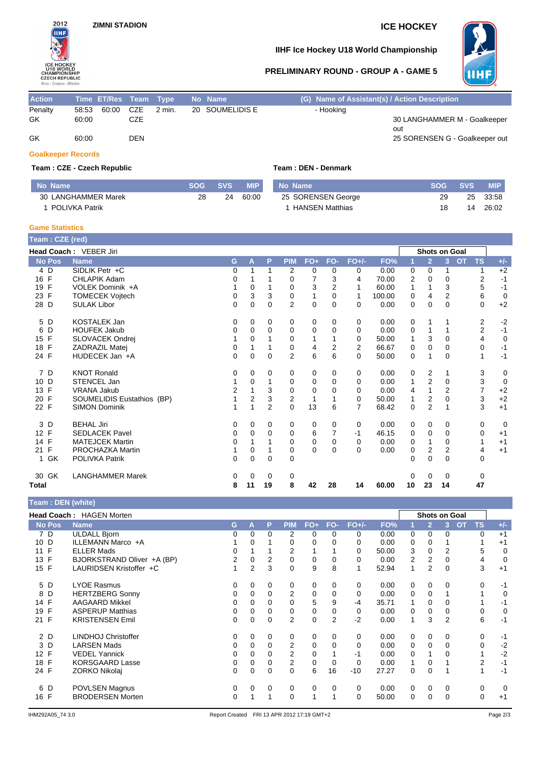ZIMNI STADION

ICE HOCKEY

IIHF Ice Hockey U18 World Championship

PRELIMINARY ROUND - GROUP A - GAME 5

| Action | Time | ET/Res | Team | Type | No | Name | (G) Name of Assistant(s) / Action Description |
|---|---|---|---|---|---|---|---|
| Penalty | 58:53 | 60:00 | CZE | 2 min. | 20 | SOUMELIDIS E | - Hooking |
| GK | 60:00 | | CZE | | | | 30 LANGHAMMER M - Goalkeeper out |
| GK | 60:00 | | DEN | | | | 25 SORENSEN G - Goalkeeper out |

### Goalkeeper Records

**Team : CZE - Czech Republic**

| No | Name | SOG | SVS | MIP |
|---|---|---|---|---|
| 30 | LANGHAMMER Marek | 28 | 24 | 60:00 |
| 1 | POLIVKA Patrik | | | |

**Team : DEN - Denmark**

| No | Name | SOG | SVS | MIP |
|---|---|---|---|---|
| 25 | SORENSEN George | 29 | 25 | 33:58 |
| 1 | HANSEN Matthias | 18 | 14 | 26:02 |

### Game Statistics

**Team : CZE (red)**

**Head Coach :** VEBER Jiri

| No | Pos | Name | G | A | P | PIM | FO+ | FO- | FO+/- | FO% | 1 | 2 | 3 | OT | TS | +/- |
|---|---|---|---|---|---|---|---|---|---|---|---|---|---|---|---|---|
| 4 | D | SIDLIK Petr +C | 0 | 1 | 1 | 2 | 0 | 0 | 0 | 0.00 | 0 | 0 | 1 | | 1 | +2 |
| 16 | F | CHLAPIK Adam | 0 | 1 | 1 | 0 | 7 | 3 | 4 | 70.00 | 2 | 0 | 0 | | 2 | -1 |
| 19 | F | VOLEK Dominik +A | 1 | 0 | 1 | 0 | 3 | 2 | 1 | 60.00 | 1 | 1 | 3 | | 5 | -1 |
| 23 | F | TOMECEK Vojtech | 0 | 3 | 3 | 0 | 1 | 0 | 1 | 100.00 | 0 | 4 | 2 | | 6 | 0 |
| 28 | D | SULAK Libor | 0 | 0 | 0 | 2 | 0 | 0 | 0 | 0.00 | 0 | 0 | 0 | | 0 | +2 |
| 5 | D | KOSTALEK Jan | 0 | 0 | 0 | 0 | 0 | 0 | 0 | 0.00 | 0 | 1 | 1 | | 2 | -2 |
| 6 | D | HOUFEK Jakub | 0 | 0 | 0 | 0 | 0 | 0 | 0 | 0.00 | 0 | 1 | 1 | | 2 | -1 |
| 15 | F | SLOVACEK Ondrej | 1 | 0 | 1 | 0 | 1 | 1 | 0 | 50.00 | 1 | 3 | 0 | | 4 | 0 |
| 18 | F | ZADRAZIL Matej | 0 | 1 | 1 | 0 | 4 | 2 | 2 | 66.67 | 0 | 0 | 0 | | 0 | -1 |
| 24 | F | HUDECEK Jan +A | 0 | 0 | 0 | 2 | 6 | 6 | 0 | 50.00 | 0 | 1 | 0 | | 1 | -1 |
| 7 | D | KNOT Ronald | 0 | 0 | 0 | 0 | 0 | 0 | 0 | 0.00 | 0 | 2 | 1 | | 3 | 0 |
| 10 | D | STENCEL Jan | 1 | 0 | 1 | 0 | 0 | 0 | 0 | 0.00 | 1 | 2 | 0 | | 3 | 0 |
| 13 | F | VRANA Jakub | 2 | 1 | 3 | 0 | 0 | 0 | 0 | 0.00 | 4 | 1 | 2 | | 7 | +2 |
| 20 | F | SOUMELIDIS Eustathios (BP) | 1 | 2 | 3 | 2 | 1 | 1 | 0 | 50.00 | 1 | 2 | 0 | | 3 | +2 |
| 22 | F | SIMON Dominik | 1 | 1 | 2 | 0 | 13 | 6 | 7 | 68.42 | 0 | 2 | 1 | | 3 | +1 |
| 3 | D | BEHAL Jiri | 0 | 0 | 0 | 0 | 0 | 0 | 0 | 0.00 | 0 | 0 | 0 | | 0 | 0 |
| 12 | F | SEDLACEK Pavel | 0 | 0 | 0 | 0 | 6 | 7 | -1 | 46.15 | 0 | 0 | 0 | | 0 | +1 |
| 14 | F | MATEJCEK Martin | 0 | 1 | 1 | 0 | 0 | 0 | 0 | 0.00 | 0 | 1 | 0 | | 1 | +1 |
| 21 | F | PROCHAZKA Martin | 1 | 0 | 1 | 0 | 0 | 0 | 0 | 0.00 | 0 | 2 | 2 | | 4 | +1 |
| 1 | GK | POLIVKA Patrik | 0 | 0 | 0 | 0 | | | | | 0 | 0 | 0 | | 0 | |
| 30 | GK | LANGHAMMER Marek | 0 | 0 | 0 | 0 | | | | | 0 | 0 | 0 | | 0 | |
| **Total** | | | **8** | **11** | **19** | **8** | **42** | **28** | **14** | **60.00** | **10** | **23** | **14** | | **47** | |

**Team : DEN (white)**

**Head Coach :** HAGEN Morten

| No | Pos | Name | G | A | P | PIM | FO+ | FO- | FO+/- | FO% | 1 | 2 | 3 | OT | TS | +/- |
|---|---|---|---|---|---|---|---|---|---|---|---|---|---|---|---|---|
| 7 | D | ULDALL Bjorn | 0 | 0 | 0 | 2 | 0 | 0 | 0 | 0.00 | 0 | 0 | 0 | | 0 | +1 |
| 10 | D | ILLEMANN Marco +A | 1 | 0 | 1 | 0 | 0 | 0 | 0 | 0.00 | 0 | 0 | 1 | | 1 | +1 |
| 11 | F | ELLER Mads | 0 | 1 | 1 | 2 | 1 | 1 | 0 | 50.00 | 3 | 0 | 2 | | 5 | 0 |
| 13 | F | BJORKSTRAND Oliver +A (BP) | 2 | 0 | 2 | 0 | 0 | 0 | 0 | 0.00 | 2 | 2 | 0 | | 4 | 0 |
| 15 | F | LAURIDSEN Kristoffer +C | 1 | 2 | 3 | 0 | 9 | 8 | 1 | 52.94 | 1 | 2 | 0 | | 3 | +1 |
| 5 | D | LYOE Rasmus | 0 | 0 | 0 | 0 | 0 | 0 | 0 | 0.00 | 0 | 0 | 0 | | 0 | -1 |
| 8 | D | HERTZBERG Sonny | 0 | 0 | 0 | 2 | 0 | 0 | 0 | 0.00 | 0 | 0 | 1 | | 1 | 0 |
| 14 | F | AAGAARD Mikkel | 0 | 0 | 0 | 0 | 5 | 9 | -4 | 35.71 | 1 | 0 | 0 | | 1 | -1 |
| 19 | F | ASPERUP Matthias | 0 | 0 | 0 | 0 | 0 | 0 | 0 | 0.00 | 0 | 0 | 0 | | 0 | 0 |
| 21 | F | KRISTENSEN Emil | 0 | 0 | 0 | 2 | 0 | 2 | -2 | 0.00 | 1 | 3 | 2 | | 6 | -1 |
| 2 | D | LINDHOJ Christoffer | 0 | 0 | 0 | 0 | 0 | 0 | 0 | 0.00 | 0 | 0 | 0 | | 0 | -1 |
| 3 | D | LARSEN Mads | 0 | 0 | 0 | 2 | 0 | 0 | 0 | 0.00 | 0 | 0 | 0 | | 0 | -2 |
| 12 | F | VEDEL Yannick | 0 | 0 | 0 | 2 | 0 | 1 | -1 | 0.00 | 0 | 1 | 0 | | 1 | -2 |
| 18 | F | KORSGAARD Lasse | 0 | 0 | 0 | 2 | 0 | 0 | 0 | 0.00 | 1 | 0 | 1 | | 2 | -1 |
| 24 | F | ZORKO Nikolaj | 0 | 0 | 0 | 0 | 6 | 16 | -10 | 27.27 | 0 | 0 | 1 | | 1 | -1 |
| 6 | D | POVLSEN Magnus | 0 | 0 | 0 | 0 | 0 | 0 | 0 | 0.00 | 0 | 0 | 0 | | 0 | 0 |
| 16 | F | BRODERSEN Morten | 0 | 1 | 1 | 0 | 1 | 1 | 0 | 50.00 | 0 | 0 | 0 | | 0 | +1 |

IHM292A05_74 3.0 Report Created FRI 13 APR 2012 17:19 GMT+2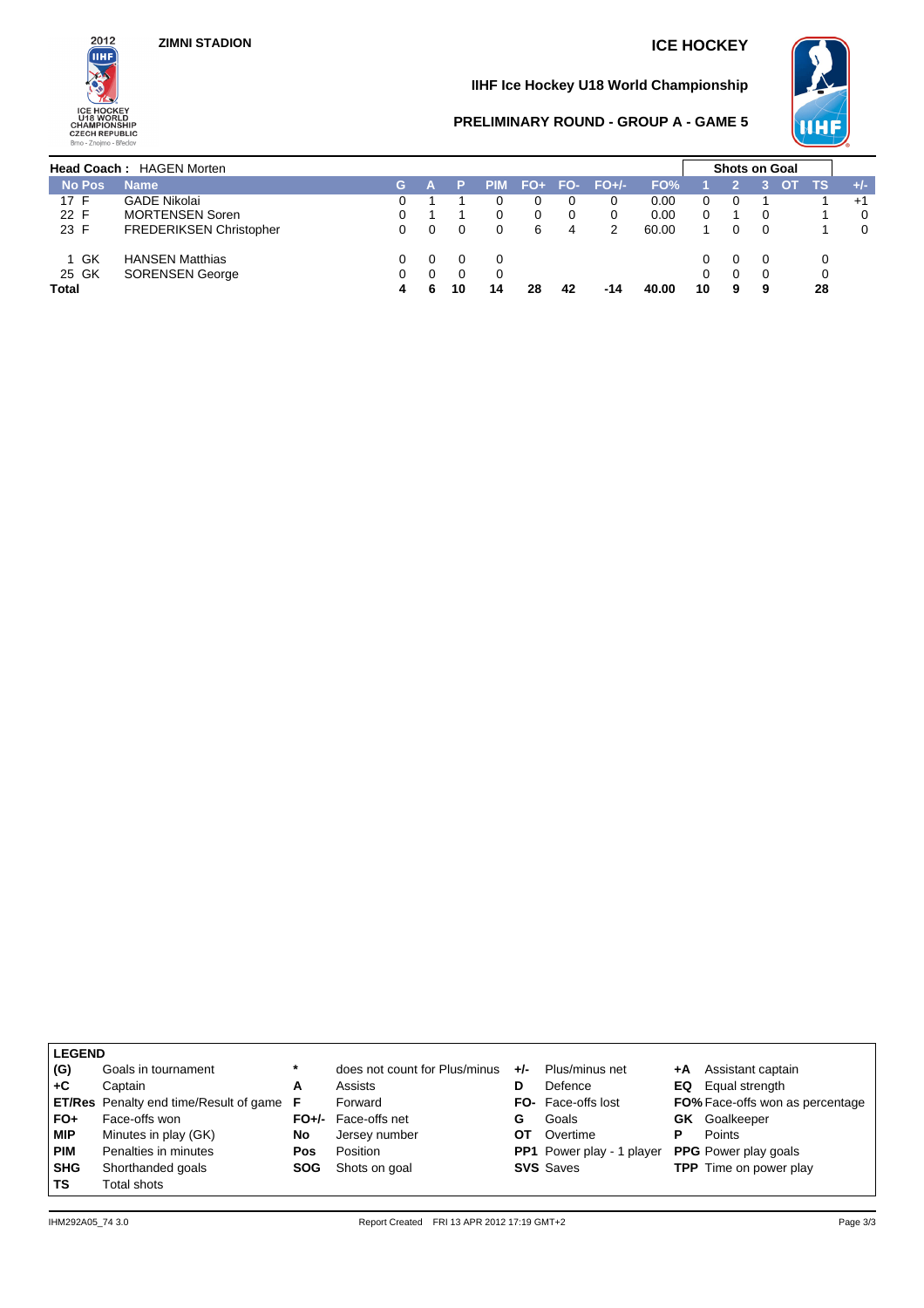**ZIMNI STADION**

**ICE HOCKEY**

**IIHF Ice Hockey U18 World Championship**

**PRELIMINARY ROUND - GROUP A - GAME 5**

**Head Coach :** HAGEN Morten

| No | Pos | Name | G | A | P | PIM | FO+ | FO- | FO+/- | FO% | 1 | 2 | 3 | OT | TS | +/- |
|---|---|---|---|---|---|---|---|---|---|---|---|---|---|---|---|---|
| | | | | | | | | | | | Shots on Goal | | | | | |
| 17 | F | GADE Nikolai | 0 | 1 | 1 | 0 | 0 | 0 | 0 | 0.00 | 0 | 0 | 1 | | 1 | +1 |
| 22 | F | MORTENSEN Soren | 0 | 1 | 1 | 0 | 0 | 0 | 0 | 0.00 | 0 | 1 | 0 | | 1 | 0 |
| 23 | F | FREDERIKSEN Christopher | 0 | 0 | 0 | 0 | 6 | 4 | 2 | 60.00 | 1 | 0 | 0 | | 1 | 0 |
| 1 | GK | HANSEN Matthias | 0 | 0 | 0 | 0 | | | | | 0 | 0 | 0 | | 0 | |
| 25 | GK | SORENSEN George | 0 | 0 | 0 | 0 | | | | | 0 | 0 | 0 | | 0 | |
| **Total** | | | **4** | **6** | **10** | **14** | **28** | **42** | **-14** | **40.00** | **10** | **9** | **9** | | **28** | |

**LEGEND**

| | | | | | | | |
|---|---|---|---|---|---|---|---|
| (G) | Goals in tournament | * | does not count for Plus/minus | +/- | Plus/minus net | +A | Assistant captain |
| +C | Captain | A | Assists | D | Defence | EQ | Equal strength |
| ET/Res | Penalty end time/Result of game | F | Forward | FO- | Face-offs lost | FO% | Face-offs won as percentage |
| FO+ | Face-offs won | FO+/- | Face-offs net | G | Goals | GK | Goalkeeper |
| MIP | Minutes in play (GK) | No | Jersey number | OT | Overtime | P | Points |
| PIM | Penalties in minutes | Pos | Position | PP1 | Power play - 1 player | PPG | Power play goals |
| SHG | Shorthanded goals | SOG | Shots on goal | SVS | Saves | TPP | Time on power play |
| TS | Total shots | | | | | | |

IHM292A05_74 3.0 Report Created FRI 13 APR 2012 17:19 GMT+2